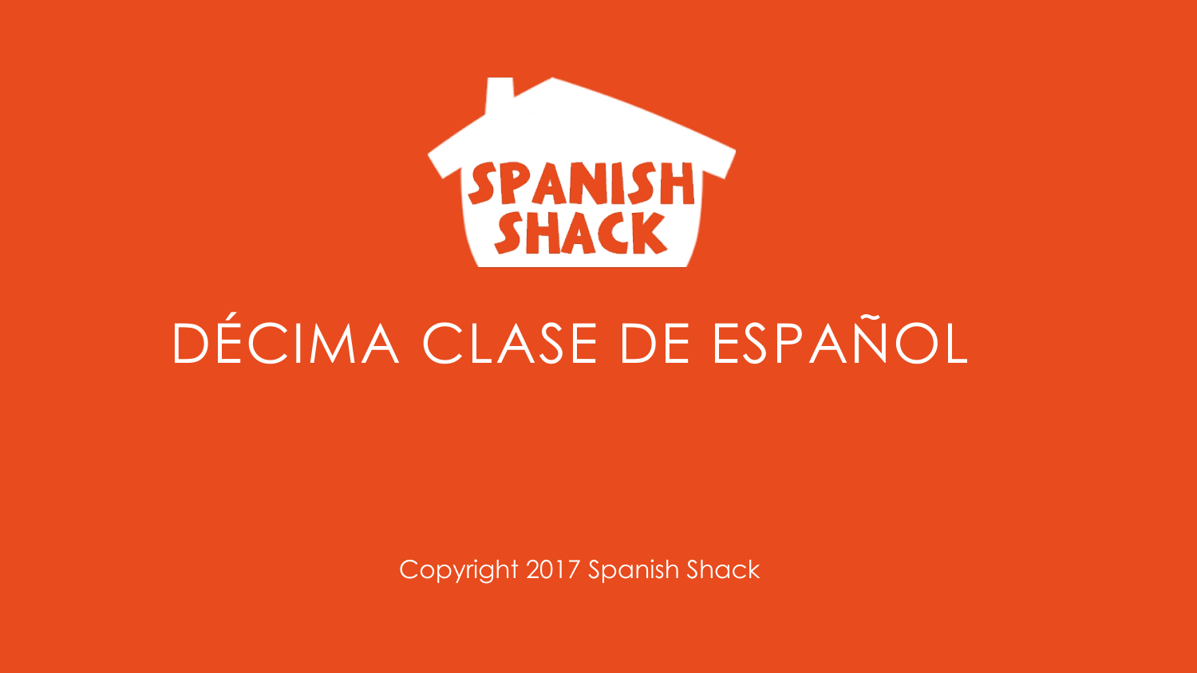SPANISH SHACK

# DÉCIMA CLASE DE ESPAÑOL

Copyright 2017 Spanish Shack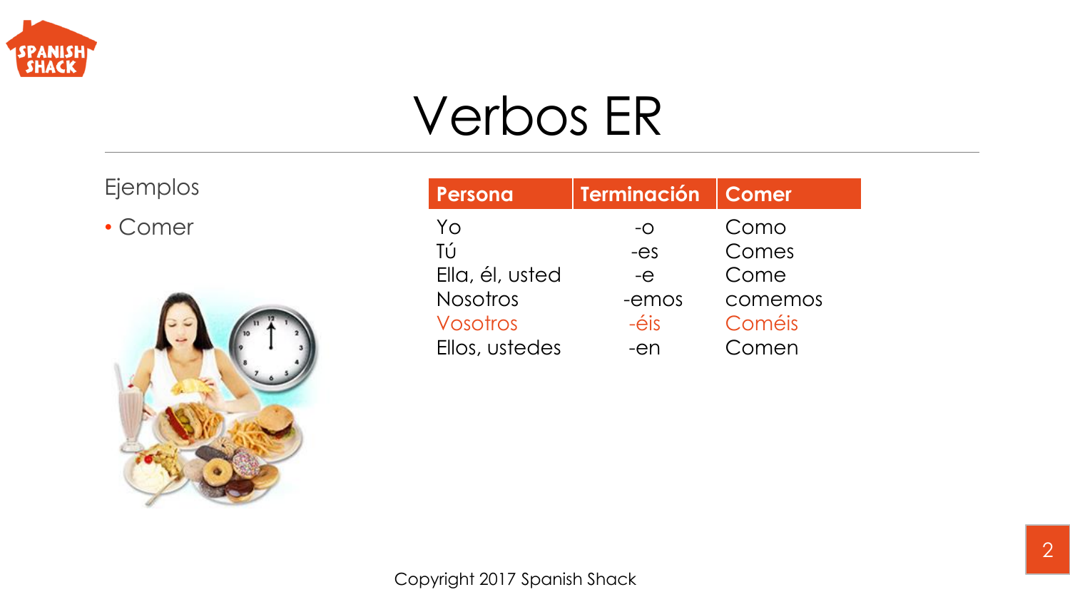# Verbos ER

Ejemplos

- Comer

| Persona | Terminación | Comer |
|---|---|---|
| Yo | -o | Como |
| Tú | -es | Comes |
| Ella, él, usted | -e | Come |
| Nosotros | -emos | comemos |
| Vosotros | -éis | Coméis |
| Ellos, ustedes | -en | Comen |

Copyright 2017 Spanish Shack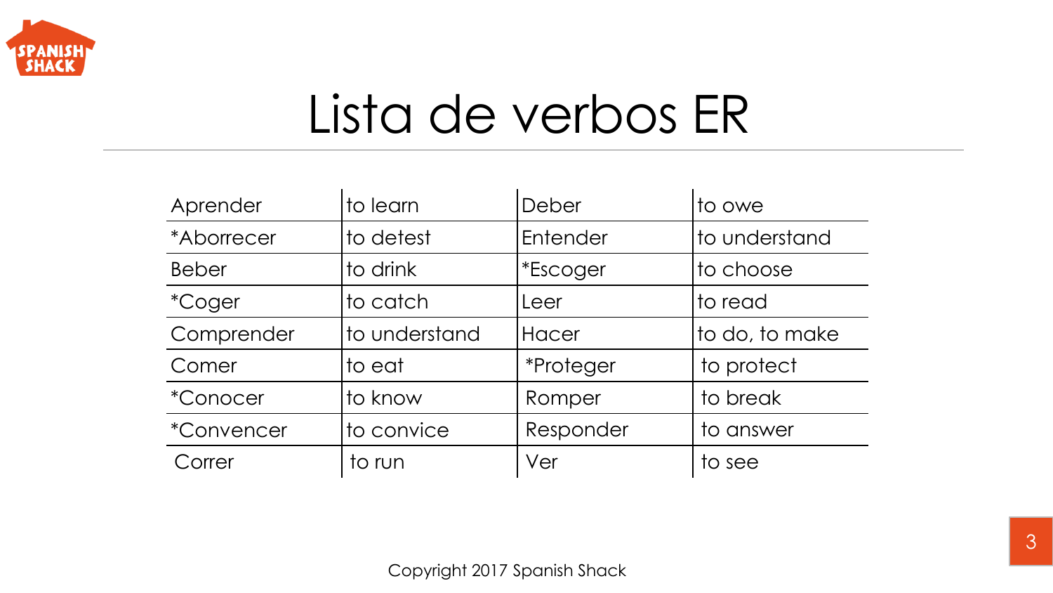# Lista de verbos ER

| | | | |
|---|---|---|---|
| Aprender | to learn | Deber | to owe |
| *Aborrecer | to detest | Entender | to understand |
| Beber | to drink | *Escoger | to choose |
| *Coger | to catch | Leer | to read |
| Comprender | to understand | Hacer | to do, to make |
| Comer | to eat | *Proteger | to protect |
| *Conocer | to know | Romper | to break |
| *Convencer | to convice | Responder | to answer |
| Correr | to run | Ver | to see |

Copyright 2017 Spanish Shack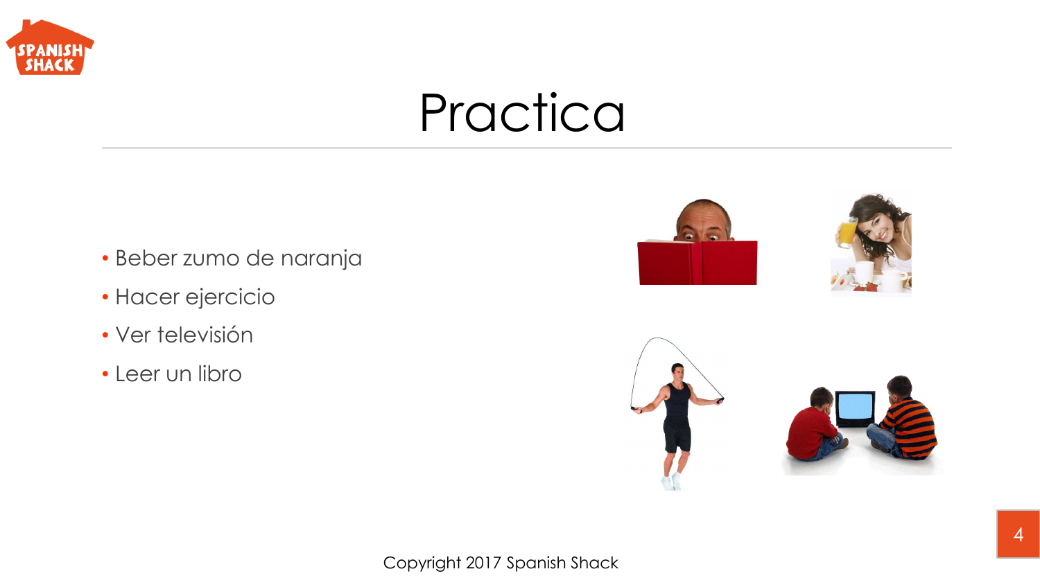# Practica

- Beber zumo de naranja
- Hacer ejercicio
- Ver televisión
- Leer un libro

Copyright 2017 Spanish Shack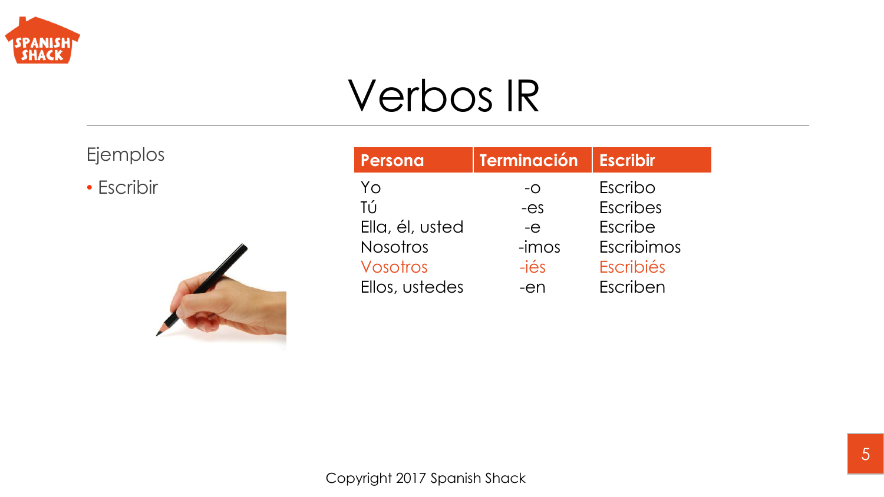# Verbos IR

Ejemplos

- Escribir

| Persona | Terminación | Escribir |
|---|---|---|
| Yo | -o | Escribo |
| Tú | -es | Escribes |
| Ella, él, usted | -e | Escribe |
| Nosotros | -imos | Escribimos |
| Vosotros | -iés | Escribiés |
| Ellos, ustedes | -en | Escriben |

Copyright 2017 Spanish Shack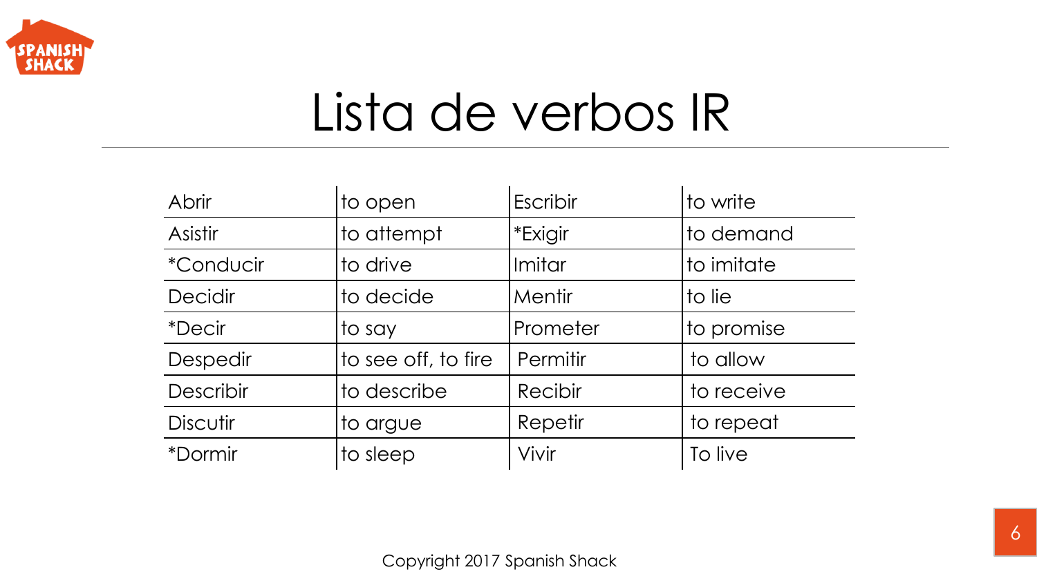# Lista de verbos IR

| Abrir | to open | Escribir | to write |
|---|---|---|---|
| Asistir | to attempt | *Exigir | to demand |
| *Conducir | to drive | Imitar | to imitate |
| Decidir | to decide | Mentir | to lie |
| *Decir | to say | Prometer | to promise |
| Despedir | to see off, to fire | Permitir | to allow |
| Describir | to describe | Recibir | to receive |
| Discutir | to argue | Repetir | to repeat |
| *Dormir | to sleep | Vivir | To live |

Copyright 2017 Spanish Shack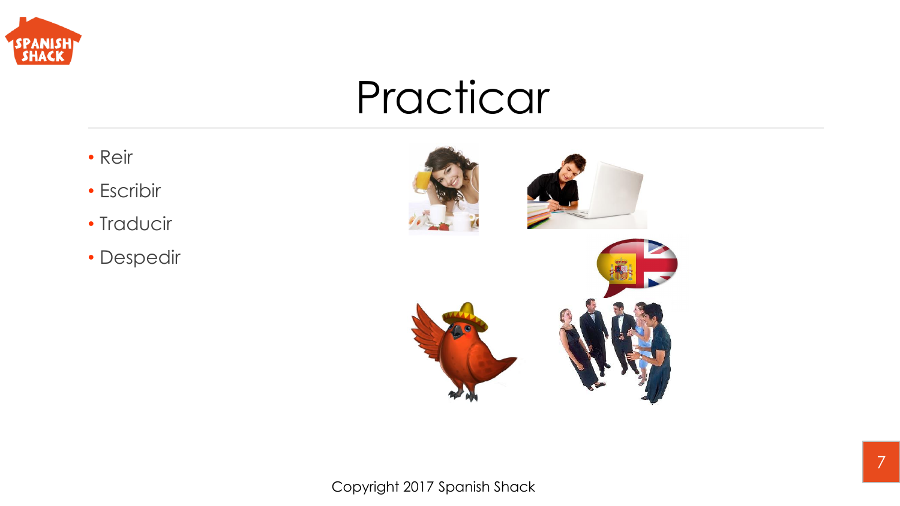# Practicar

- Reir
- Escribir
- Traducir
- Despedir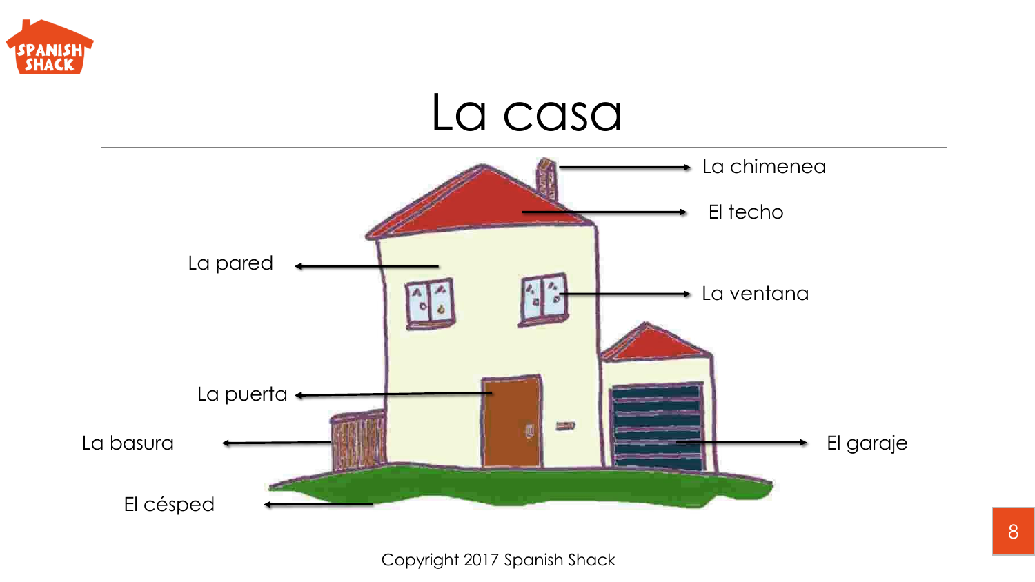# La casa

- La chimenea
- El techo
- La pared
- La ventana
- La puerta
- La basura
- El garaje
- El césped

Copyright 2017 Spanish Shack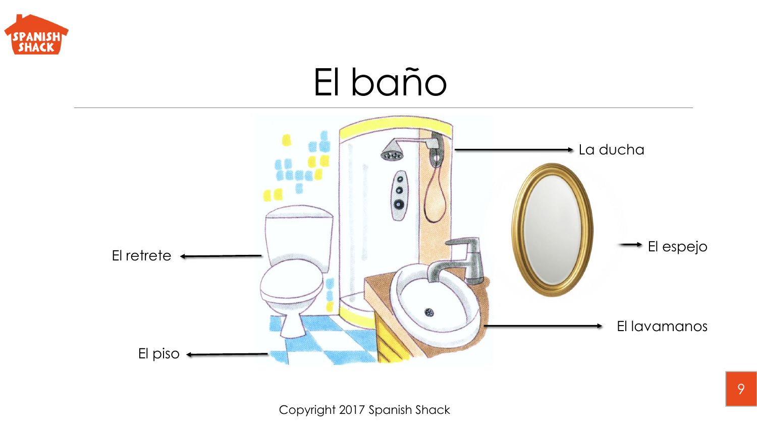# El baño

La ducha

El espejo

El retrete

El lavamanos

El piso

Copyright 2017 Spanish Shack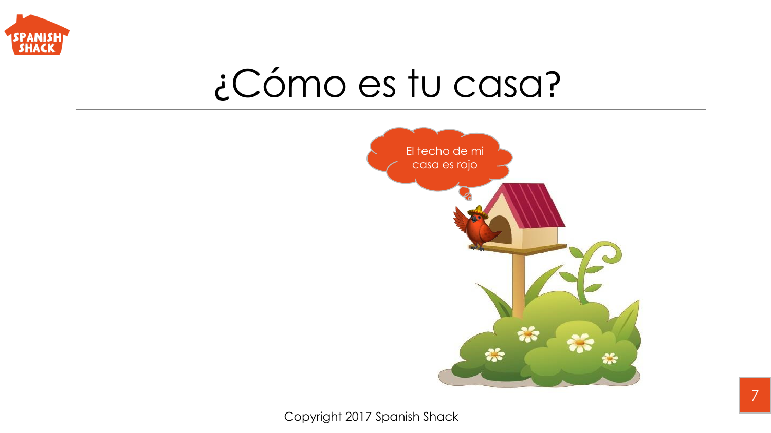# ¿Cómo es tu casa?

El techo de mi casa es rojo

Copyright 2017 Spanish Shack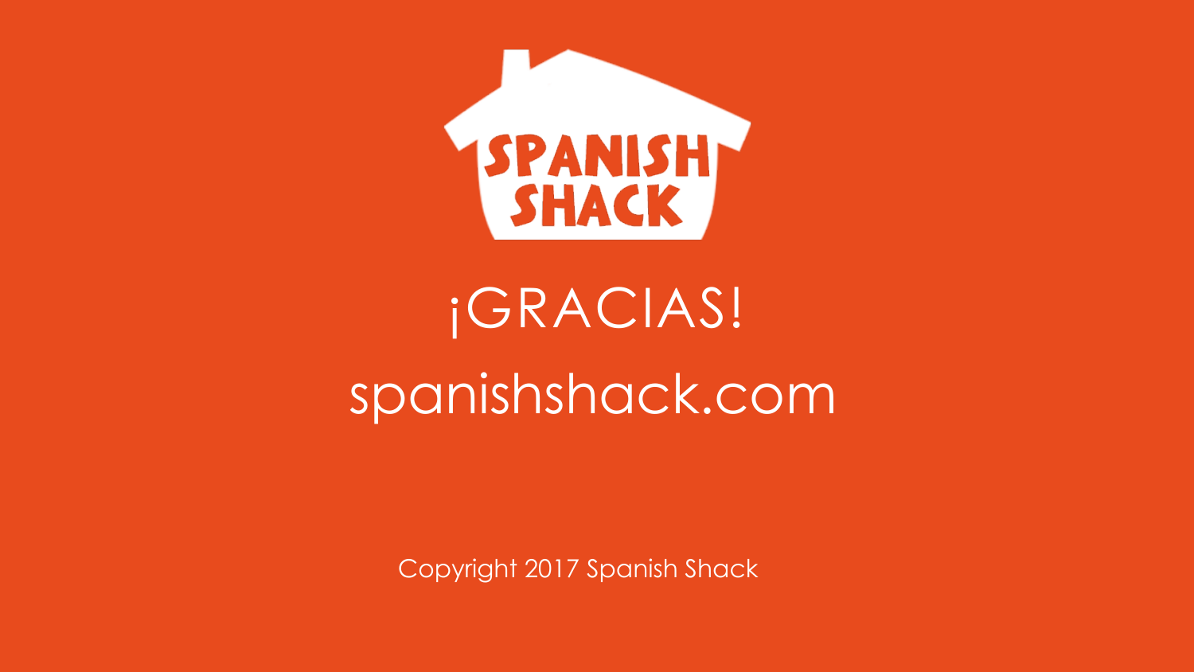SPANISH SHACK

# ¡GRACIAS!

spanishshack.com

Copyright 2017 Spanish Shack